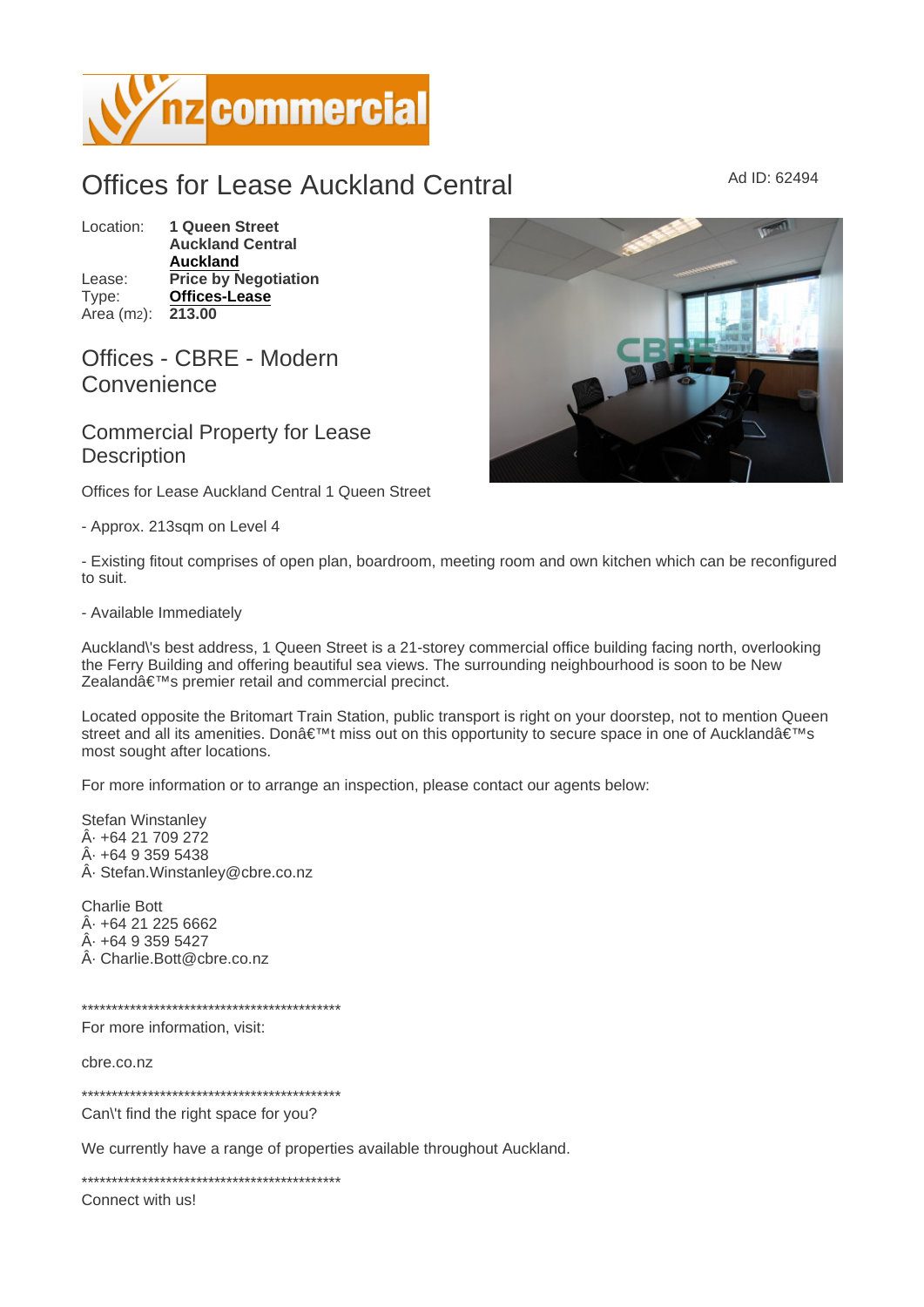# Offices for Lease Auckland Central

Ad ID: 62494

Location: **1 Queen Street**
**Auckland Central**
**Auckland**
Lease: **Price by Negotiation**
Type: **Offices-Lease**
Area ($m^2$): **213.00**

## Offices - CBRE - Modern Convenience

## Commercial Property for Lease Description

Offices for Lease Auckland Central 1 Queen Street

- Approx. 213sqm on Level 4

- Existing fitout comprises of open plan, boardroom, meeting room and own kitchen which can be reconfigured to suit.

- Available Immediately

Auckland\'s best address, 1 Queen Street is a 21-storey commercial office building facing north, overlooking the Ferry Building and offering beautiful sea views. The surrounding neighbourhood is soon to be New Zealandâ€™s premier retail and commercial precinct.

Located opposite the Britomart Train Station, public transport is right on your doorstep, not to mention Queen street and all its amenities. Donâ€™t miss out on this opportunity to secure space in one of Aucklandâ€™s most sought after locations.

For more information or to arrange an inspection, please contact our agents below:

Stefan Winstanley
Â· +64 21 709 272
Â· +64 9 359 5438
Â· Stefan.Winstanley@cbre.co.nz

Charlie Bott
Â· +64 21 225 6662
Â· +64 9 359 5427
Â· Charlie.Bott@cbre.co.nz

********************************************
For more information, visit:

cbre.co.nz

********************************************
Can\'t find the right space for you?

We currently have a range of properties available throughout Auckland.

********************************************
Connect with us!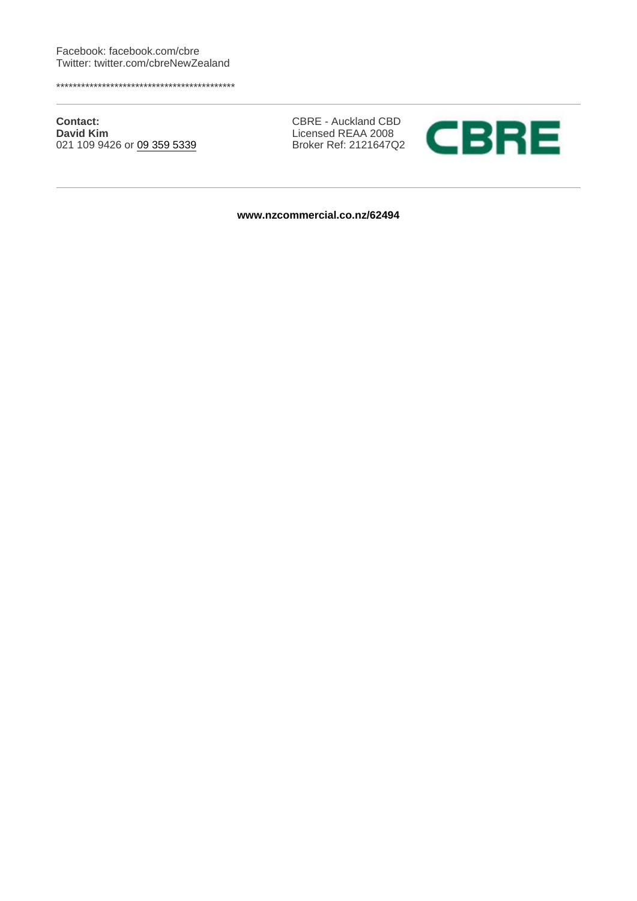Facebook: facebook.com/cbre
Twitter: twitter.com/cbreNewZealand

*******************************************

---

**Contact:**
**David Kim**
021 109 9426 or 09 359 5339

CBRE - Auckland CBD
Licensed REAA 2008
Broker Ref: 2121647Q2

CBRE

---

**www.nzcommercial.co.nz/62494**